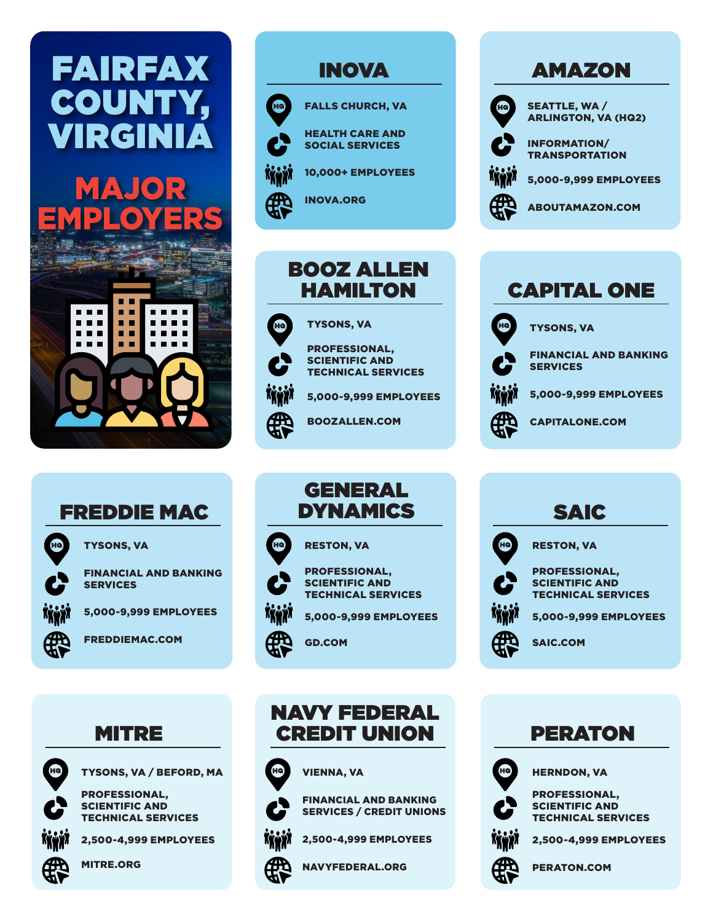# FAIRFAX COUNTY, VIRGINIA

## MAJOR EMPLOYERS

### INOVA

- FALLS CHURCH, VA
- HEALTH CARE AND SOCIAL SERVICES
- 10,000+ EMPLOYEES
- INOVA.ORG

### AMAZON

- SEATTLE, WA / ARLINGTON, VA (HQ2)
- INFORMATION/ TRANSPORTATION
- 5,000-9,999 EMPLOYEES
- ABOUTAMAZON.COM

### BOOZ ALLEN HAMILTON

- TYSONS, VA
- PROFESSIONAL, SCIENTIFIC AND TECHNICAL SERVICES
- 5,000-9,999 EMPLOYEES
- BOOZALLEN.COM

### CAPITAL ONE

- TYSONS, VA
- FINANCIAL AND BANKING SERVICES
- 5,000-9,999 EMPLOYEES
- CAPITALONE.COM

### FREDDIE MAC

- TYSONS, VA
- FINANCIAL AND BANKING SERVICES
- 5,000-9,999 EMPLOYEES
- FREDDIEMAC.COM

### GENERAL DYNAMICS

- RESTON, VA
- PROFESSIONAL, SCIENTIFIC AND TECHNICAL SERVICES
- 5,000-9,999 EMPLOYEES
- GD.COM

### SAIC

- RESTON, VA
- PROFESSIONAL, SCIENTIFIC AND TECHNICAL SERVICES
- 5,000-9,999 EMPLOYEES
- SAIC.COM

### MITRE

- TYSONS, VA / BEFORD, MA
- PROFESSIONAL, SCIENTIFIC AND TECHNICAL SERVICES
- 2,500-4,999 EMPLOYEES
- MITRE.ORG

### NAVY FEDERAL CREDIT UNION

- VIENNA, VA
- FINANCIAL AND BANKING SERVICES / CREDIT UNIONS
- 2,500-4,999 EMPLOYEES
- NAVYFEDERAL.ORG

### PERATON

- HERNDON, VA
- PROFESSIONAL, SCIENTIFIC AND TECHNICAL SERVICES
- 2,500-4,999 EMPLOYEES
- PERATON.COM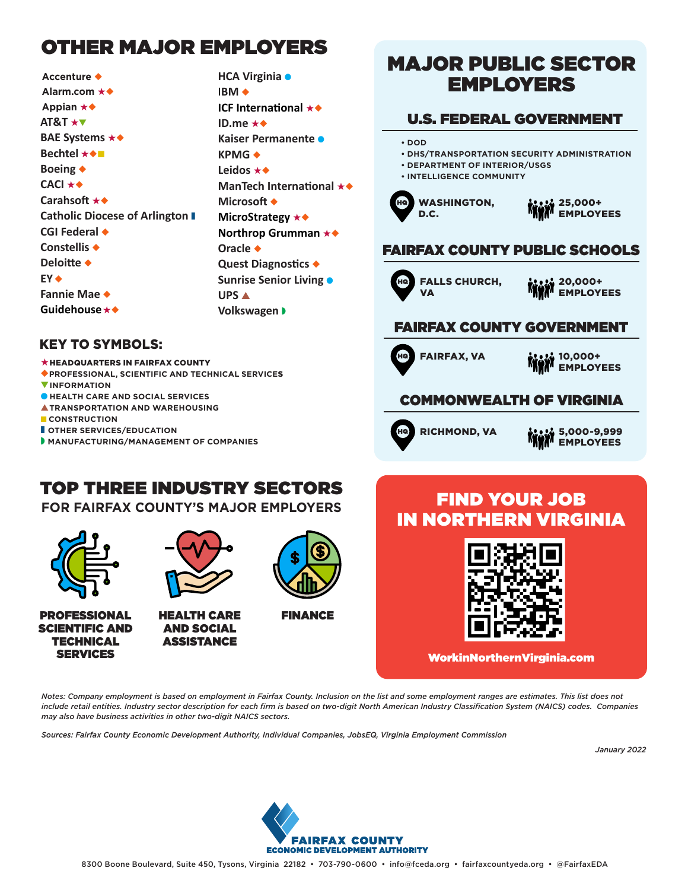# OTHER MAJOR EMPLOYERS

- Accenture ◆
- Alarm.com ★◆
- Appian ★◆
- AT&T ★▼
- BAE Systems ★◆
- Bechtel ★◆■
- Boeing ◆
- CACI ★◆
- Carahsoft ★◆
- Catholic Diocese of Arlington ▮
- CGI Federal ◆
- Constellis ◆
- Deloitte ◆
- EY ◆
- Fannie Mae ◆
- Guidehouse ★◆
- HCA Virginia ●
- IBM ◆
- ICF International ★◆
- ID.me ★◆
- Kaiser Permanente ●
- KPMG ◆
- Leidos ★◆
- ManTech International ★◆
- Microsoft ◆
- MicroStrategy ★◆
- Northrop Grumman ★◆
- Oracle ◆
- Quest Diagnostics ◆
- Sunrise Senior Living ●
- UPS ▲
- Volkswagen ◗

## KEY TO SYMBOLS:

- ★ HEADQUARTERS IN FAIRFAX COUNTY
- ◆ PROFESSIONAL, SCIENTIFIC AND TECHNICAL SERVICES
- ▼ INFORMATION
- ● HEALTH CARE AND SOCIAL SERVICES
- ▲ TRANSPORTATION AND WAREHOUSING
- ■ CONSTRUCTION
- ▮ OTHER SERVICES/EDUCATION
- ◗ MANUFACTURING/MANAGEMENT OF COMPANIES

# MAJOR PUBLIC SECTOR EMPLOYERS

## U.S. FEDERAL GOVERNMENT

- DOD
- DHS/TRANSPORTATION SECURITY ADMINISTRATION
- DEPARTMENT OF INTERIOR/USGS
- INTELLIGENCE COMMUNITY

HQ WASHINGTON, D.C. — 25,000+ EMPLOYEES

## FAIRFAX COUNTY PUBLIC SCHOOLS

HQ FALLS CHURCH, VA — 20,000+ EMPLOYEES

## FAIRFAX COUNTY GOVERNMENT

HQ FAIRFAX, VA — 10,000+ EMPLOYEES

## COMMONWEALTH OF VIRGINIA

HQ RICHMOND, VA — 5,000-9,999 EMPLOYEES

# TOP THREE INDUSTRY SECTORS

### FOR FAIRFAX COUNTY'S MAJOR EMPLOYERS

- PROFESSIONAL SCIENTIFIC AND TECHNICAL SERVICES
- HEALTH CARE AND SOCIAL ASSISTANCE
- FINANCE

## FIND YOUR JOB IN NORTHERN VIRGINIA

WorkinNorthernVirginia.com

*Notes: Company employment is based on employment in Fairfax County. Inclusion on the list and some employment ranges are estimates. This list does not include retail entities. Industry sector description for each firm is based on two-digit North American Industry Classification System (NAICS) codes. Companies may also have business activities in other two-digit NAICS sectors.*

*Sources: Fairfax County Economic Development Authority, Individual Companies, JobsEQ, Virginia Employment Commission*

*January 2022*

FAIRFAX COUNTY ECONOMIC DEVELOPMENT AUTHORITY

8300 Boone Boulevard, Suite 450, Tysons, Virginia 22182 • 703-790-0600 • info@fceda.org • fairfaxcountyeda.org • @FairfaxEDA